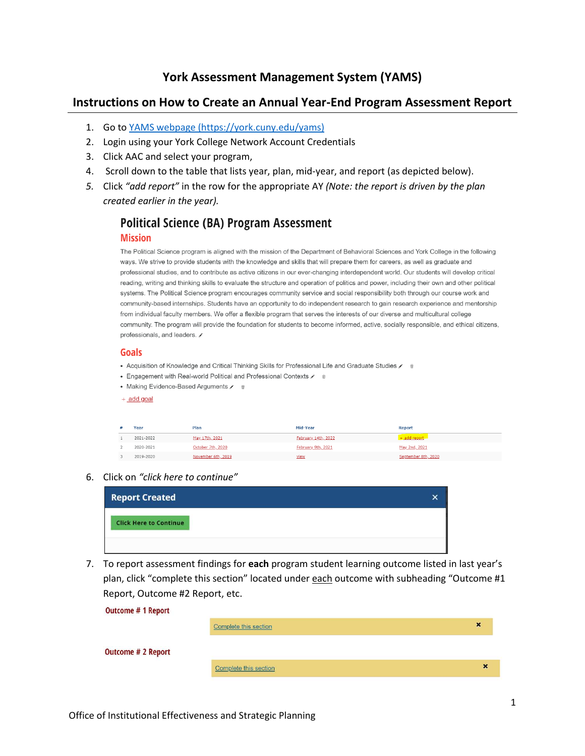# York Assessment Management System (YAMS)

## Instructions on How to Create an Annual Year-End Program Assessment Report

1. Go to [YAMS webpage (https://york.cuny.edu/yams)](https://york.cuny.edu/yams)
2. Login using your York College Network Account Credentials
3. Click AAC and select your program,
4. Scroll down to the table that lists year, plan, mid-year, and report (as depicted below).
5. Click *"add report"* in the row for the appropriate AY *(Note: the report is driven by the plan created earlier in the year).*

## Political Science (BA) Program Assessment

### Mission

The Political Science program is aligned with the mission of the Department of Behavioral Sciences and York College in the following ways. We strive to provide students with the knowledge and skills that will prepare them for careers, as well as graduate and professional studies, and to contribute as active citizens in our ever-changing interdependent world. Our students will develop critical reading, writing and thinking skills to evaluate the structure and operation of politics and power, including their own and other political systems. The Political Science program encourages community service and social responsibility both through our course work and community-based internships. Students have an opportunity to do independent research to gain research experience and mentorship from individual faculty members. We offer a flexible program that serves the interests of our diverse and multicultural college community. The program will provide the foundation for students to become informed, active, socially responsible, and ethical citizens, professionals, and leaders.

### Goals

- Acquisition of Knowledge and Critical Thinking Skills for Professional Life and Graduate Studies
- Engagement with Real-world Political and Professional Contexts
- Making Evidence-Based Arguments

+ add goal

| # | Year | Plan | Mid-Year | Report |
|---|---|---|---|---|
| 1 | 2021-2022 | May 17th, 2021 | February 14th, 2022 | + add report |
| 2 | 2020-2021 | October 7th, 2020 | February 9th, 2021 | May 2nd, 2021 |
| 3 | 2019-2020 | November 6th, 2019 | view | September 8th, 2020 |

6. Click on *"click here to continue"*

**Report Created** ×

Click Here to Continue

7. To report assessment findings for **each** program student learning outcome listed in last year's plan, click "complete this section" located under <u>each</u> outcome with subheading "Outcome #1 Report, Outcome #2 Report, etc.

**Outcome # 1 Report**

Complete this section ×

**Outcome # 2 Report**

Complete this section ×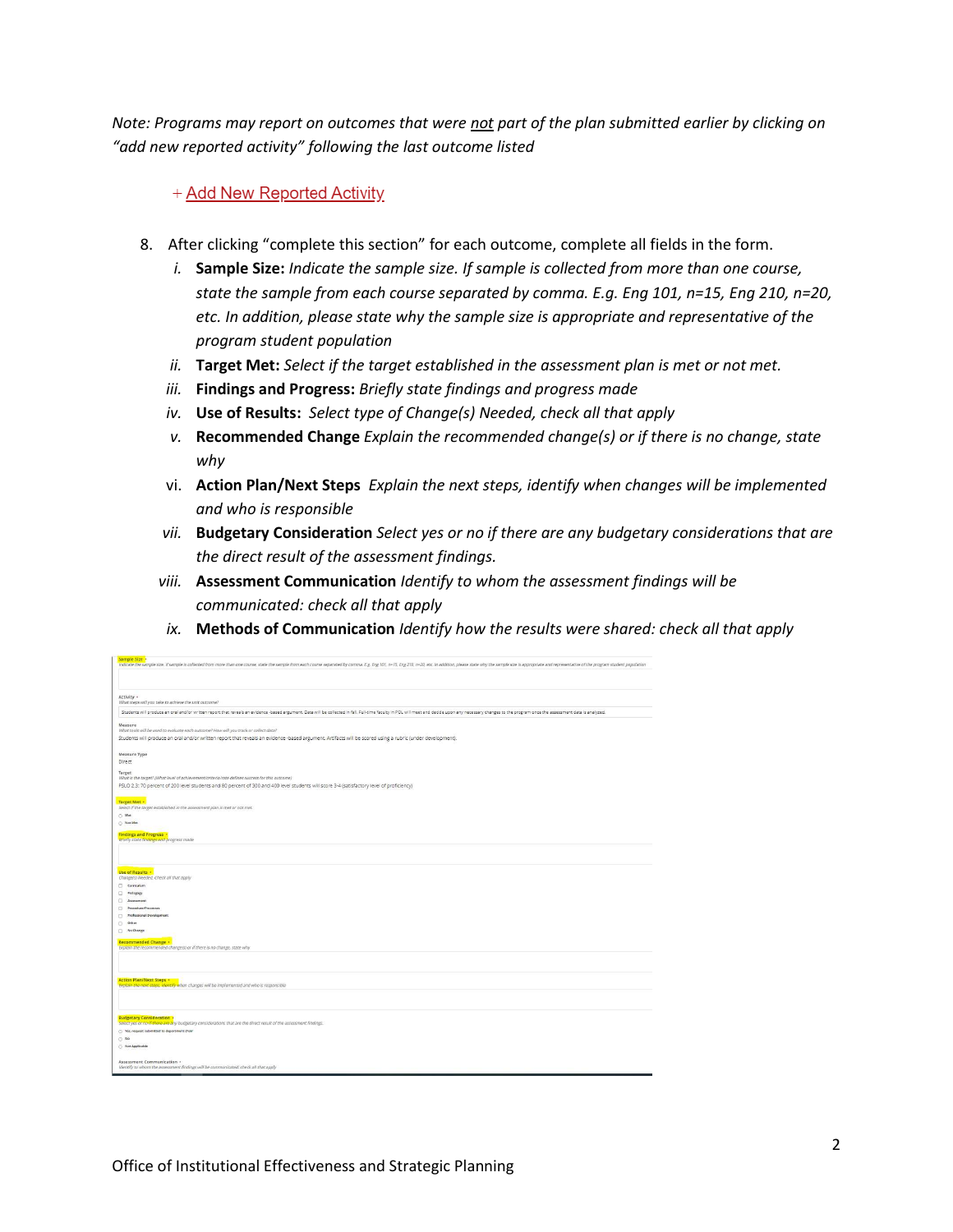*Note: Programs may report on outcomes that were not part of the plan submitted earlier by clicking on "add new reported activity" following the last outcome listed*

+ Add New Reported Activity

8. After clicking "complete this section" for each outcome, complete all fields in the form.
   i. **Sample Size:** *Indicate the sample size. If sample is collected from more than one course, state the sample from each course separated by comma. E.g. Eng 101, n=15, Eng 210, n=20, etc. In addition, please state why the sample size is appropriate and representative of the program student population*
   ii. **Target Met:** *Select if the target established in the assessment plan is met or not met.*
   iii. **Findings and Progress:** *Briefly state findings and progress made*
   iv. **Use of Results:** *Select type of Change(s) Needed, check all that apply*
   v. **Recommended Change** *Explain the recommended change(s) or if there is no change, state why*
   vi. **Action Plan/Next Steps** *Explain the next steps, identify when changes will be implemented and who is responsible*
   vii. **Budgetary Consideration** *Select yes or no if there are any budgetary considerations that are the direct result of the assessment findings.*
   viii. **Assessment Communication** *Identify to whom the assessment findings will be communicated: check all that apply*
   ix. **Methods of Communication** *Identify how the results were shared: check all that apply*

Sample Size *
Indicate the sample size. If sample is collected from more than one course, state the sample from each course separated by comma. E.g. Eng 101, n=15, Eng 210, n=20, etc. In addition, please state why the sample size is appropriate and representative of the program student population

Activity *
What steps will you take to achieve the said outcome?
Students will produce an oral and/or written report that reveals an evidence-based argument. Data will be collected in fall. Full-time faculty in PDL will meet and decide upon any necessary changes to the program once the assessment data is analyzed.

Measure
What tools will be used to evaluate each outcome? How will you track or collect data?
Students will produce an oral and/or written report that reveals an evidence-based argument. Artifacts will be scored using a rubric (under development).

Measure Type
Direct

Target
What is the target? (What level of achievement/criteria/data defines success for this outcome)
PSLO 2.3: 70 percent of 200 level students and 80 percent of 300 and 400 level students will score 3-4 (satisfactory level of proficiency)

Target Met *
Select if the target established in the assessment plan is met or not met.
- Met
- Not Met

Findings and Progress *
Briefly state findings and progress made

Use of Results *
Change(s) Needed, check all that apply
- Curriculum
- Pedagogy
- Assessment
- Procedure/Processes
- Professional Development
- Other
- No Change

Recommended Change *
Explain the recommended change(s) or if there is no change, state why

Action Plan/Next Steps *
Explain the next steps, identify when changes will be implemented and who is responsible

Budgetary Consideration *
Select yes or no if there are any budgetary considerations that are the direct result of the assessment findings.
- Yes, request submitted to department chair
- No
- Not Applicable

Assessment Communication *
Identify to whom the assessment findings will be communicated: check all that apply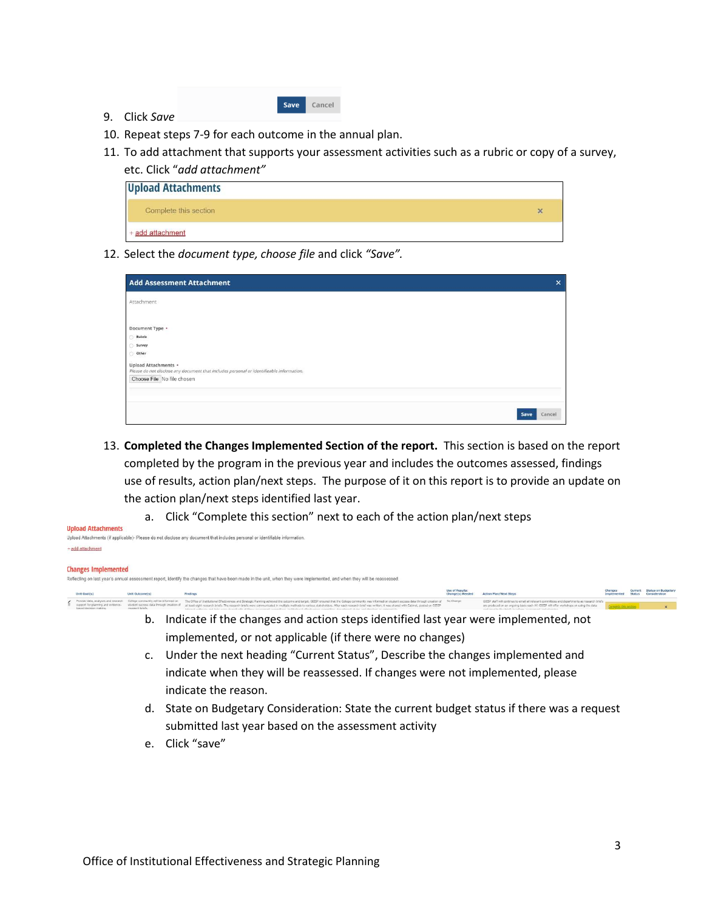9. Click *Save*

10. Repeat steps 7-9 for each outcome in the annual plan.

11. To add attachment that supports your assessment activities such as a rubric or copy of a survey, etc. Click "*add attachment*"

12. Select the *document type, choose file* and click *"Save".*

13. **Completed the Changes Implemented Section of the report.** This section is based on the report completed by the program in the previous year and includes the outcomes assessed, findings use of results, action plan/next steps. The purpose of it on this report is to provide an update on the action plan/next steps identified last year.

    a. Click "Complete this section" next to each of the action plan/next steps

    b. Indicate if the changes and action steps identified last year were implemented, not implemented, or not applicable (if there were no changes)

    c. Under the next heading "Current Status", Describe the changes implemented and indicate when they will be reassessed. If changes were not implemented, please indicate the reason.

    d. State on Budgetary Consideration: State the current budget status if there was a request submitted last year based on the assessment activity

    e. Click "save"

Office of Institutional Effectiveness and Strategic Planning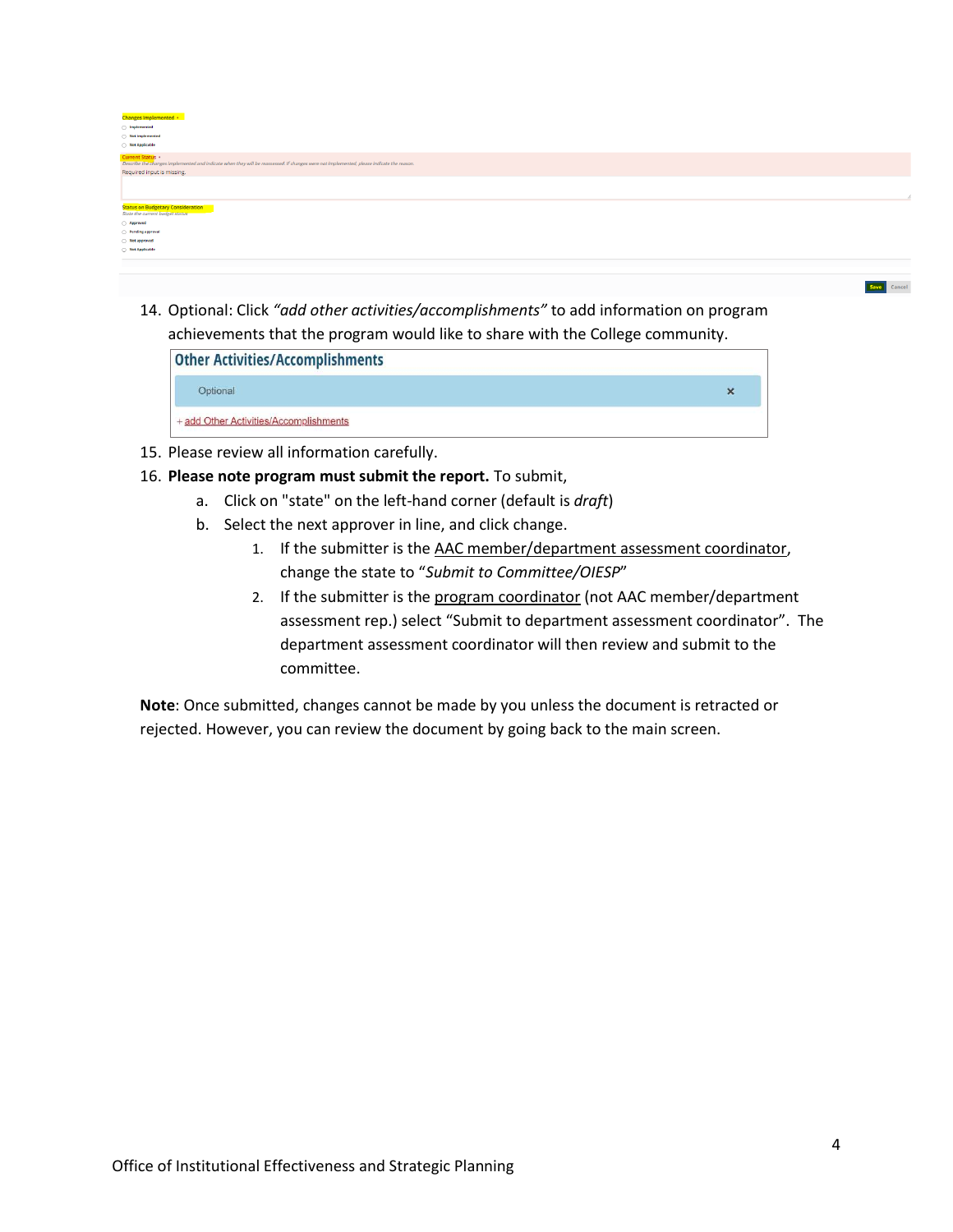Changes Implemented *

- Implemented
- Not Implemented
- Not Applicable

Current Status *

Describe the changes implemented and indicate when they will be reassessed. If changes were not implemented, please indicate the reason.

Required input is missing.

Status on Budgetary Consideration

State the current budget status

- Approved
- Pending approval
- Not approved
- Not Applicable

Save Cancel

14. Optional: Click *"add other activities/accomplishments"* to add information on program achievements that the program would like to share with the College community.

    **Other Activities/Accomplishments**

    Optional ×

    + add Other Activities/Accomplishments

15. Please review all information carefully.
16. **Please note program must submit the report.** To submit,
    a. Click on "state" on the left-hand corner (default is *draft*)
    b. Select the next approver in line, and click change.
        1. If the submitter is the AAC member/department assessment coordinator, change the state to "*Submit to Committee/OIESP*"
        2. If the submitter is the program coordinator (not AAC member/department assessment rep.) select "Submit to department assessment coordinator". The department assessment coordinator will then review and submit to the committee.

**Note**: Once submitted, changes cannot be made by you unless the document is retracted or rejected. However, you can review the document by going back to the main screen.